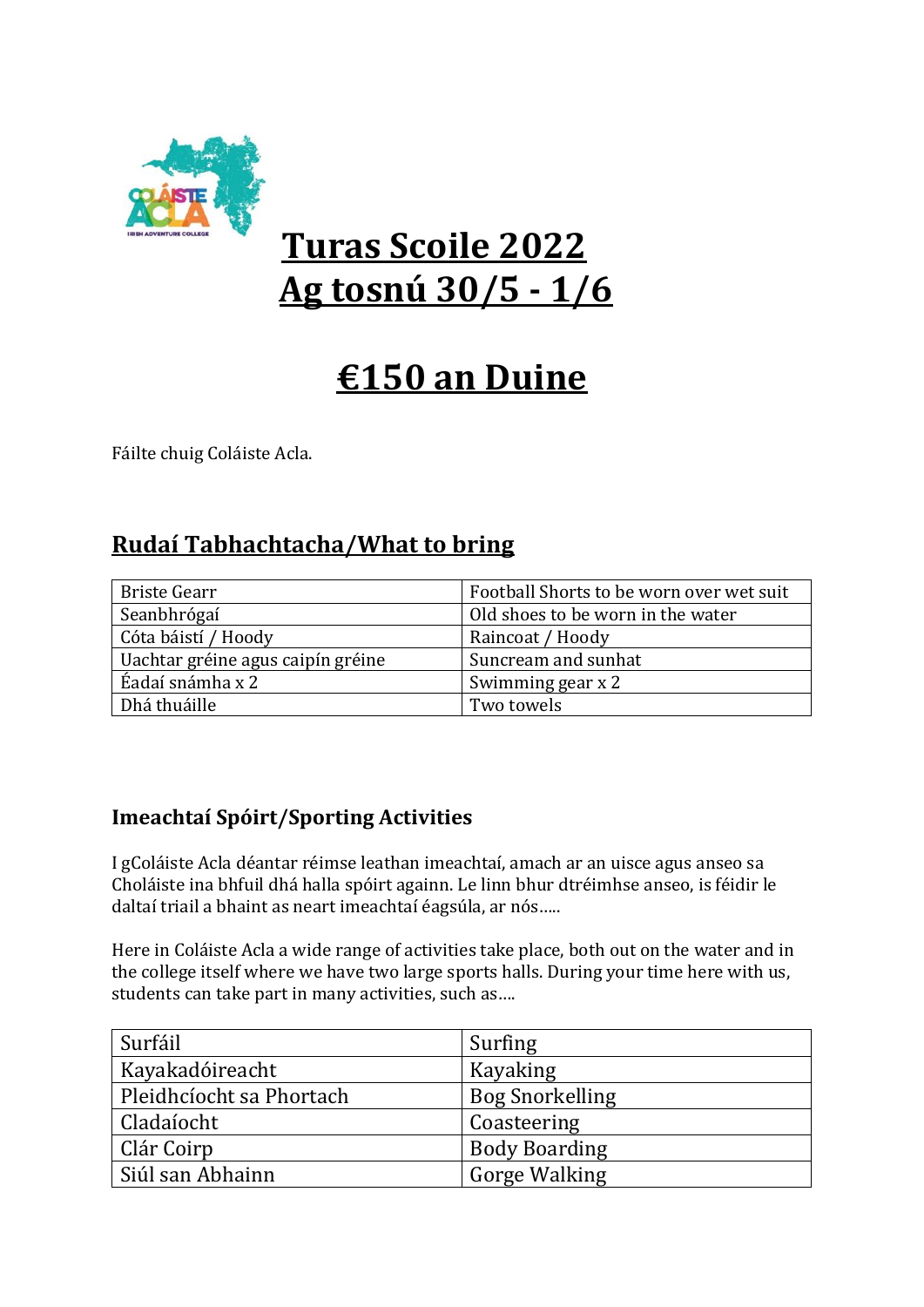# Turas Scoile 2022
# Ag tosnú 30/5 - 1/6

# €150 an Duine

Fáilte chuig Coláiste Acla.

## Rudaí Tabhachtacha/What to bring

| Briste Gearr | Football Shorts to be worn over wet suit |
|---|---|
| Seanbhrógaí | Old shoes to be worn in the water |
| Cóta báistí / Hoody | Raincoat / Hoody |
| Uachtar gréine agus caipín gréine | Suncream and sunhat |
| Éadaí snámha x 2 | Swimming gear x 2 |
| Dhá thuáille | Two towels |

### Imeachtaí Spóirt/Sporting Activities

I gColáiste Acla déantar réimse leathan imeachtaí, amach ar an uisce agus anseo sa Choláiste ina bhfuil dhá halla spóirt againn. Le linn bhur dtréimhse anseo, is féidir le daltaí triail a bhaint as neart imeachtaí éagsúla, ar nós.....

Here in Coláiste Acla a wide range of activities take place, both out on the water and in the college itself where we have two large sports halls. During your time here with us, students can take part in many activities, such as....

| Surfáil | Surfing |
|---|---|
| Kayakadóireacht | Kayaking |
| Pleidhcíocht sa Phortach | Bog Snorkelling |
| Cladaíocht | Coasteering |
| Clár Coirp | Body Boarding |
| Siúl san Abhainn | Gorge Walking |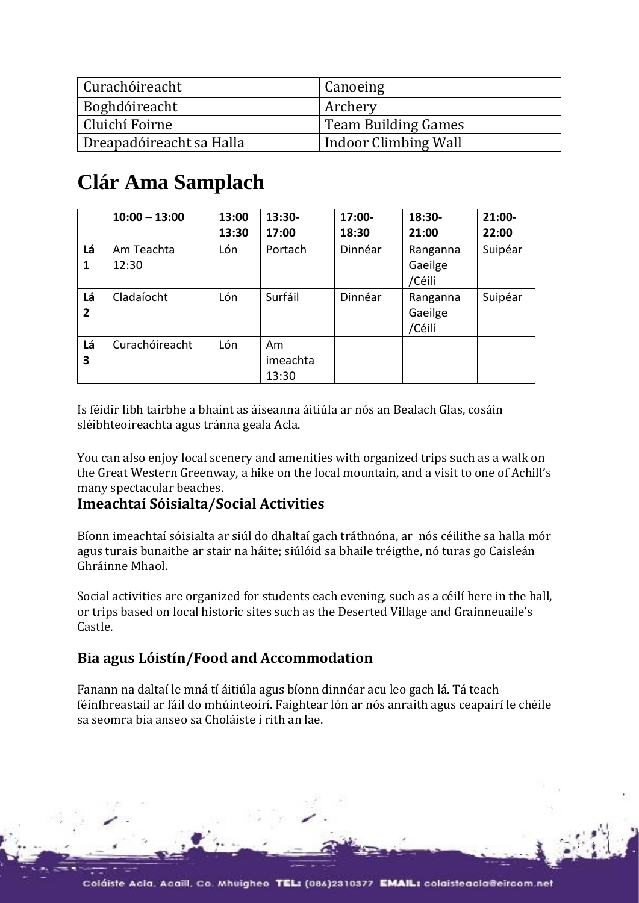| Curachóireacht | Canoeing |
|---|---|
| Boghdóireacht | Archery |
| Cluichí Foirne | Team Building Games |
| Dreapadóireacht sa Halla | Indoor Climbing Wall |

# Clár Ama Samplach

| | 10:00 – 13:00 | 13:00 13:30 | 13:30-17:00 | 17:00-18:30 | 18:30-21:00 | 21:00-22:00 |
|---|---|---|---|---|---|---|
| Lá 1 | Am Teachta 12:30 | Lón | Portach | Dinnéar | Ranganna Gaeilge /Céilí | Suipéar |
| Lá 2 | Cladaíocht | Lón | Surfáil | Dinnéar | Ranganna Gaeilge /Céilí | Suipéar |
| Lá 3 | Curachóireacht | Lón | Am imeachta 13:30 | | | |

Is féidir libh tairbhe a bhaint as áiseanna áitiúla ar nós an Bealach Glas, cosáin sléibhteoireachta agus tránna geala Acla.

You can also enjoy local scenery and amenities with organized trips such as a walk on the Great Western Greenway, a hike on the local mountain, and a visit to one of Achill's many spectacular beaches.

### Imeachtaí Sóisialta/Social Activities

Bíonn imeachtaí sóisialta ar siúl do dhaltaí gach tráthnóna, ar nós céilithe sa halla mór agus turais bunaithe ar stair na háite; siúlóid sa bhaile tréigthe, nó turas go Caisleán Ghráinne Mhaol.

Social activities are organized for students each evening, such as a céilí here in the hall, or trips based on local historic sites such as the Deserted Village and Grainneuaile's Castle.

### Bia agus Lóistín/Food and Accommodation

Fanann na daltaí le mná tí áitiúla agus bíonn dinnéar acu leo gach lá. Tá teach féinfhreastail ar fáil do mhúinteoirí. Faightear lón ar nós anraith agus ceapairí le chéile sa seomra bia anseo sa Choláiste i rith an lae.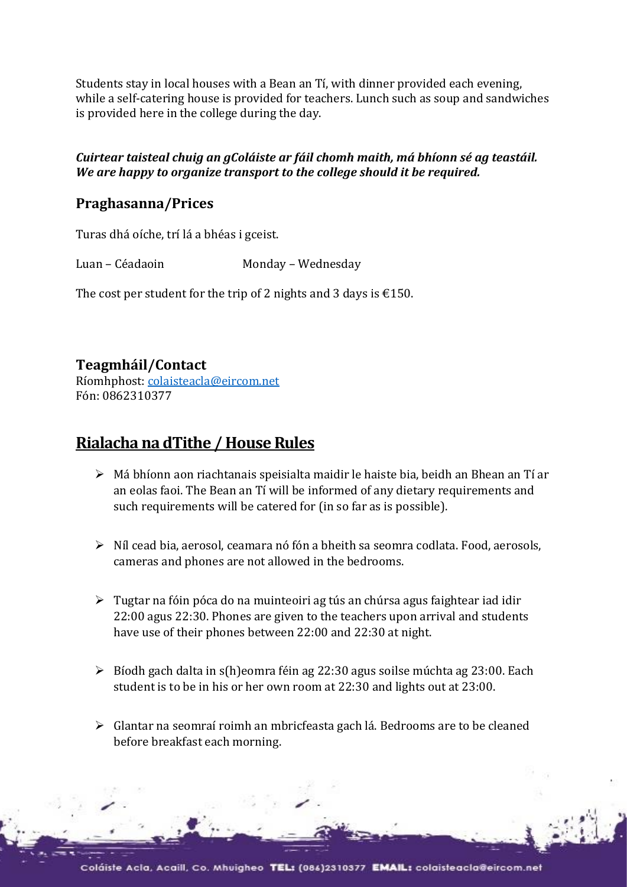Students stay in local houses with a Bean an Tí, with dinner provided each evening, while a self-catering house is provided for teachers. Lunch such as soup and sandwiches is provided here in the college during the day.

***Cuirtear taisteal chuig an gColáiste ar fáil chomh maith, má bhíonn sé ag teastáil. We are happy to organize transport to the college should it be required.***

## Praghasanna/Prices

Turas dhá oíche, trí lá a bhéas i gceist.

Luan – Céadaoin  Monday – Wednesday

The cost per student for the trip of 2 nights and 3 days is €150.

## Teagmháil/Contact

Ríomhphost: colaisteacla@eircom.net
Fón: 0862310377

# Rialacha na dTithe / House Rules

- Má bhíonn aon riachtanais speisialta maidir le haiste bia, beidh an Bhean an Tí ar an eolas faoi. The Bean an Tí will be informed of any dietary requirements and such requirements will be catered for (in so far as is possible).
- Níl cead bia, aerosol, ceamara nó fón a bheith sa seomra codlata. Food, aerosols, cameras and phones are not allowed in the bedrooms.
- Tugtar na fóin póca do na muinteoiri ag tús an chúrsa agus faightear iad idir 22:00 agus 22:30. Phones are given to the teachers upon arrival and students have use of their phones between 22:00 and 22:30 at night.
- Bíodh gach dalta in s(h)eomra féin ag 22:30 agus soilse múchta ag 23:00. Each student is to be in his or her own room at 22:30 and lights out at 23:00.
- Glantar na seomraí roimh an mbricfeasta gach lá. Bedrooms are to be cleaned before breakfast each morning.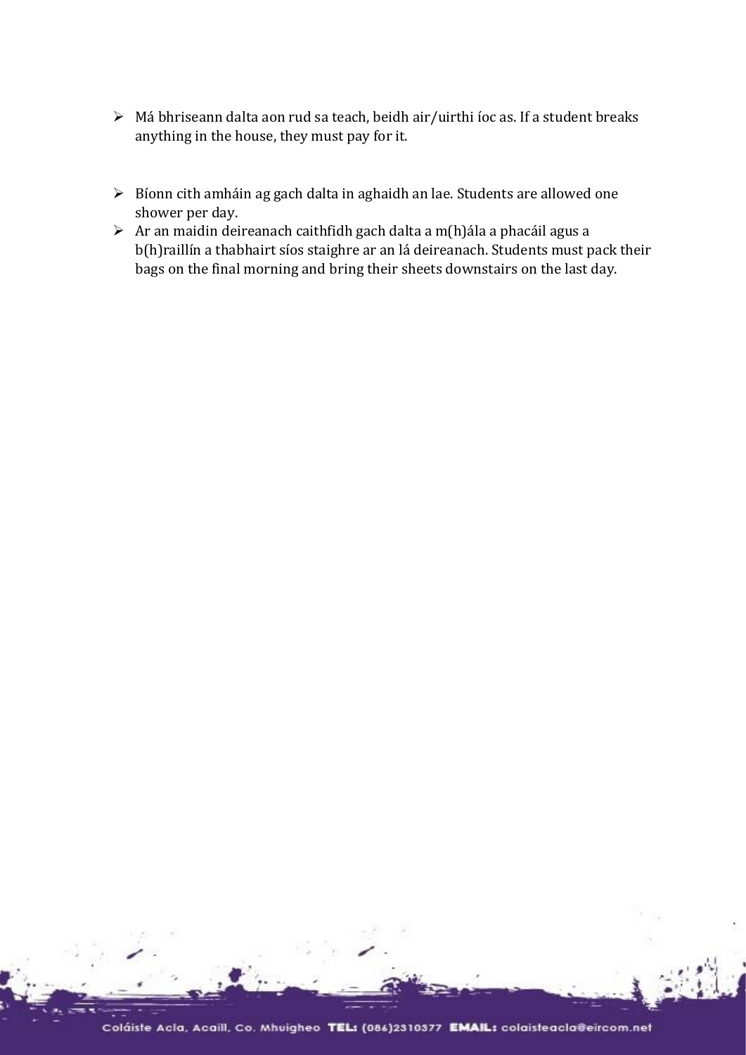- Má bhriseann dalta aon rud sa teach, beidh air/uirthi íoc as. If a student breaks anything in the house, they must pay for it.

- Bíonn cith amháin ag gach dalta in aghaidh an lae. Students are allowed one shower per day.
- Ar an maidin deireanach caithfidh gach dalta a m(h)ála a phacáil agus a b(h)raillín a thabhairt síos staighre ar an lá deireanach. Students must pack their bags on the final morning and bring their sheets downstairs on the last day.